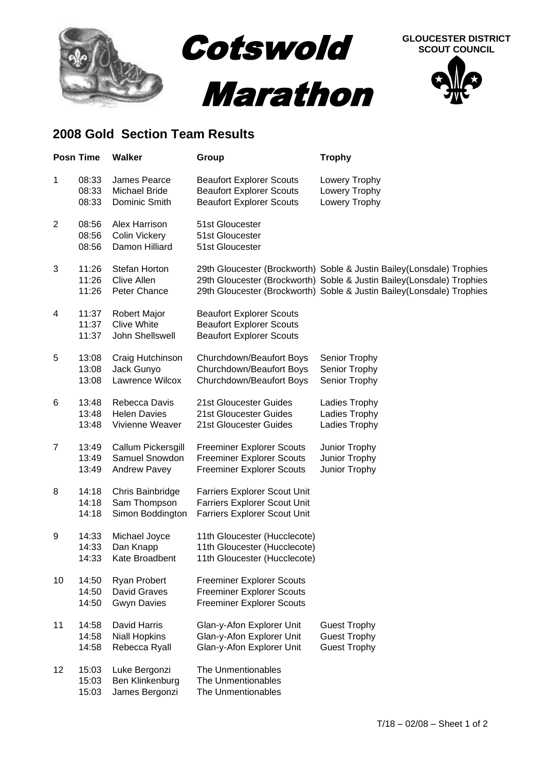# Cotswold Marathon

**GLOUCESTER DISTRICT SCOUT COUNCIL**

## 2008 Gold Section Team Results

| Posn | Time | Walker | Group | Trophy |
| --- | --- | --- | --- | --- |
| 1 | 08:33 | James Pearce | Beaufort Explorer Scouts | Lowery Trophy |
| | 08:33 | Michael Bride | Beaufort Explorer Scouts | Lowery Trophy |
| | 08:33 | Dominic Smith | Beaufort Explorer Scouts | Lowery Trophy |
| 2 | 08:56 | Alex Harrison | 51st Gloucester | |
| | 08:56 | Colin Vickery | 51st Gloucester | |
| | 08:56 | Damon Hilliard | 51st Gloucester | |
| 3 | 11:26 | Stefan Horton | 29th Gloucester (Brockworth) | Soble & Justin Bailey(Lonsdale) Trophies |
| | 11:26 | Clive Allen | 29th Gloucester (Brockworth) | Soble & Justin Bailey(Lonsdale) Trophies |
| | 11:26 | Peter Chance | 29th Gloucester (Brockworth) | Soble & Justin Bailey(Lonsdale) Trophies |
| 4 | 11:37 | Robert Major | Beaufort Explorer Scouts | |
| | 11:37 | Clive White | Beaufort Explorer Scouts | |
| | 11:37 | John Shellswell | Beaufort Explorer Scouts | |
| 5 | 13:08 | Craig Hutchinson | Churchdown/Beaufort Boys | Senior Trophy |
| | 13:08 | Jack Gunyo | Churchdown/Beaufort Boys | Senior Trophy |
| | 13:08 | Lawrence Wilcox | Churchdown/Beaufort Boys | Senior Trophy |
| 6 | 13:48 | Rebecca Davis | 21st Gloucester Guides | Ladies Trophy |
| | 13:48 | Helen Davies | 21st Gloucester Guides | Ladies Trophy |
| | 13:48 | Vivienne Weaver | 21st Gloucester Guides | Ladies Trophy |
| 7 | 13:49 | Callum Pickersgill | Freeminer Explorer Scouts | Junior Trophy |
| | 13:49 | Samuel Snowdon | Freeminer Explorer Scouts | Junior Trophy |
| | 13:49 | Andrew Pavey | Freeminer Explorer Scouts | Junior Trophy |
| 8 | 14:18 | Chris Bainbridge | Farriers Explorer Scout Unit | |
| | 14:18 | Sam Thompson | Farriers Explorer Scout Unit | |
| | 14:18 | Simon Boddington | Farriers Explorer Scout Unit | |
| 9 | 14:33 | Michael Joyce | 11th Gloucester (Hucclecote) | |
| | 14:33 | Dan Knapp | 11th Gloucester (Hucclecote) | |
| | 14:33 | Kate Broadbent | 11th Gloucester (Hucclecote) | |
| 10 | 14:50 | Ryan Probert | Freeminer Explorer Scouts | |
| | 14:50 | David Graves | Freeminer Explorer Scouts | |
| | 14:50 | Gwyn Davies | Freeminer Explorer Scouts | |
| 11 | 14:58 | David Harris | Glan-y-Afon Explorer Unit | Guest Trophy |
| | 14:58 | Niall Hopkins | Glan-y-Afon Explorer Unit | Guest Trophy |
| | 14:58 | Rebecca Ryall | Glan-y-Afon Explorer Unit | Guest Trophy |
| 12 | 15:03 | Luke Bergonzi | The Unmentionables | |
| | 15:03 | Ben Klinkenburg | The Unmentionables | |
| | 15:03 | James Bergonzi | The Unmentionables | |

T/18 – 02/08 – Sheet 1 of 2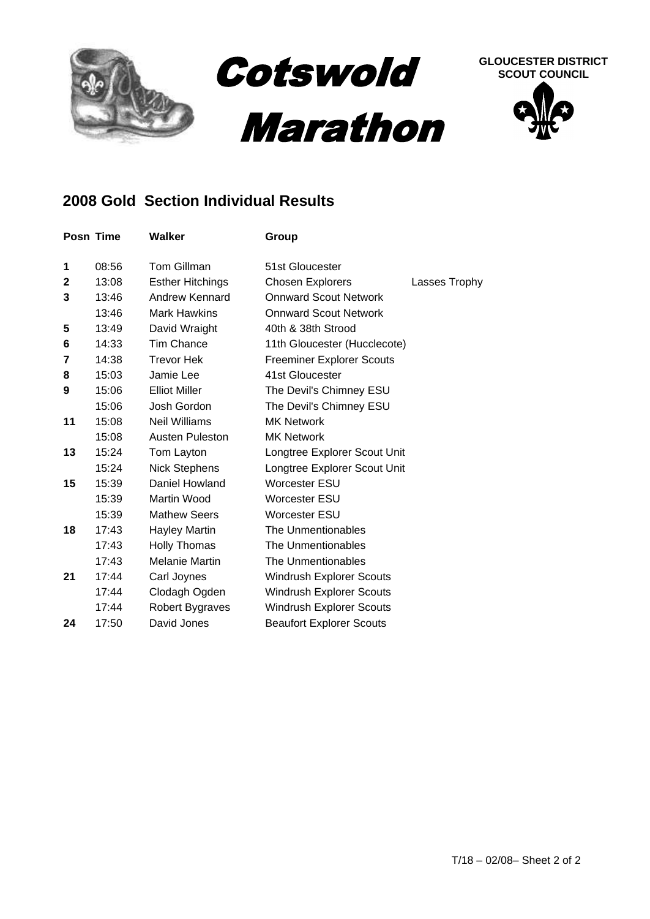# Cotswold Marathon

**GLOUCESTER DISTRICT SCOUT COUNCIL**

## 2008 Gold Section Individual Results

| Posn | Time | Walker | Group | |
|---|---|---|---|---|
| **1** | 08:56 | Tom Gillman | 51st Gloucester | |
| **2** | 13:08 | Esther Hitchings | Chosen Explorers | Lasses Trophy |
| **3** | 13:46 | Andrew Kennard | Onnward Scout Network | |
| | 13:46 | Mark Hawkins | Onnward Scout Network | |
| **5** | 13:49 | David Wraight | 40th & 38th Strood | |
| **6** | 14:33 | Tim Chance | 11th Gloucester (Hucclecote) | |
| **7** | 14:38 | Trevor Hek | Freeminer Explorer Scouts | |
| **8** | 15:03 | Jamie Lee | 41st Gloucester | |
| **9** | 15:06 | Elliot Miller | The Devil's Chimney ESU | |
| | 15:06 | Josh Gordon | The Devil's Chimney ESU | |
| **11** | 15:08 | Neil Williams | MK Network | |
| | 15:08 | Austen Puleston | MK Network | |
| **13** | 15:24 | Tom Layton | Longtree Explorer Scout Unit | |
| | 15:24 | Nick Stephens | Longtree Explorer Scout Unit | |
| **15** | 15:39 | Daniel Howland | Worcester ESU | |
| | 15:39 | Martin Wood | Worcester ESU | |
| | 15:39 | Mathew Seers | Worcester ESU | |
| **18** | 17:43 | Hayley Martin | The Unmentionables | |
| | 17:43 | Holly Thomas | The Unmentionables | |
| | 17:43 | Melanie Martin | The Unmentionables | |
| **21** | 17:44 | Carl Joynes | Windrush Explorer Scouts | |
| | 17:44 | Clodagh Ogden | Windrush Explorer Scouts | |
| | 17:44 | Robert Bygraves | Windrush Explorer Scouts | |
| **24** | 17:50 | David Jones | Beaufort Explorer Scouts | |

T/18 – 02/08– Sheet 2 of 2